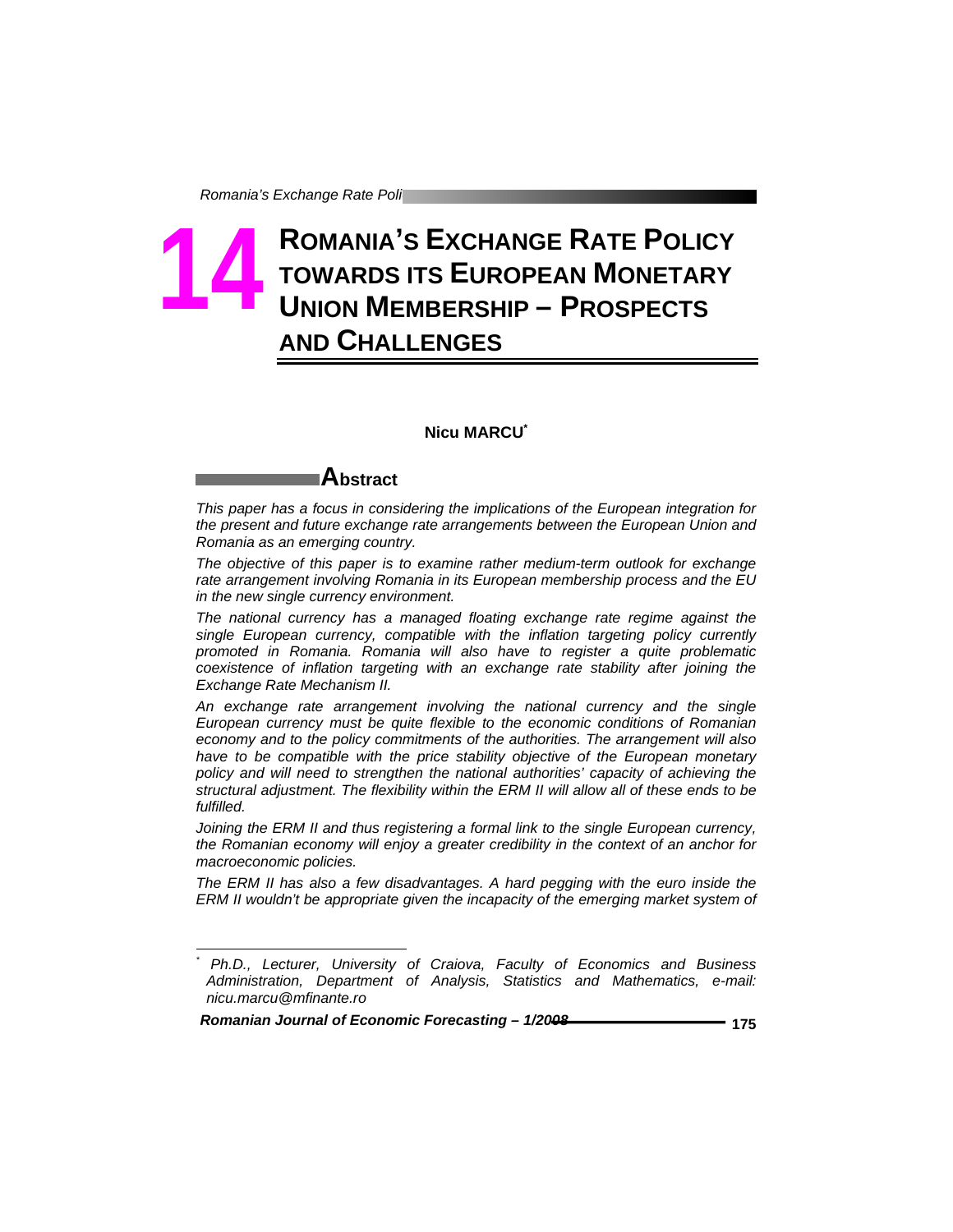# 14 ROMANIA'S EXCHANGE RATE POLICY TOWARDS ITS EUROPEAN MONETARY UNION MEMBERSHIP – PROSPECTS AND CHALLENGES

**Nicu MARCU**[*]

## Abstract

*This paper has a focus in considering the implications of the European integration for the present and future exchange rate arrangements between the European Union and Romania as an emerging country.*

*The objective of this paper is to examine rather medium-term outlook for exchange rate arrangement involving Romania in its European membership process and the EU in the new single currency environment.*

*The national currency has a managed floating exchange rate regime against the single European currency, compatible with the inflation targeting policy currently promoted in Romania. Romania will also have to register a quite problematic coexistence of inflation targeting with an exchange rate stability after joining the Exchange Rate Mechanism II.*

*An exchange rate arrangement involving the national currency and the single European currency must be quite flexible to the economic conditions of Romanian economy and to the policy commitments of the authorities. The arrangement will also have to be compatible with the price stability objective of the European monetary policy and will need to strengthen the national authorities' capacity of achieving the structural adjustment. The flexibility within the ERM II will allow all of these ends to be fulfilled.*

*Joining the ERM II and thus registering a formal link to the single European currency, the Romanian economy will enjoy a greater credibility in the context of an anchor for macroeconomic policies.*

*The ERM II has also a few disadvantages. A hard pegging with the euro inside the ERM II wouldn't be appropriate given the incapacity of the emerging market system of*

---

[*] *Ph.D., Lecturer, University of Craiova, Faculty of Economics and Business Administration, Department of Analysis, Statistics and Mathematics, e-mail: nicu.marcu@mfinante.ro*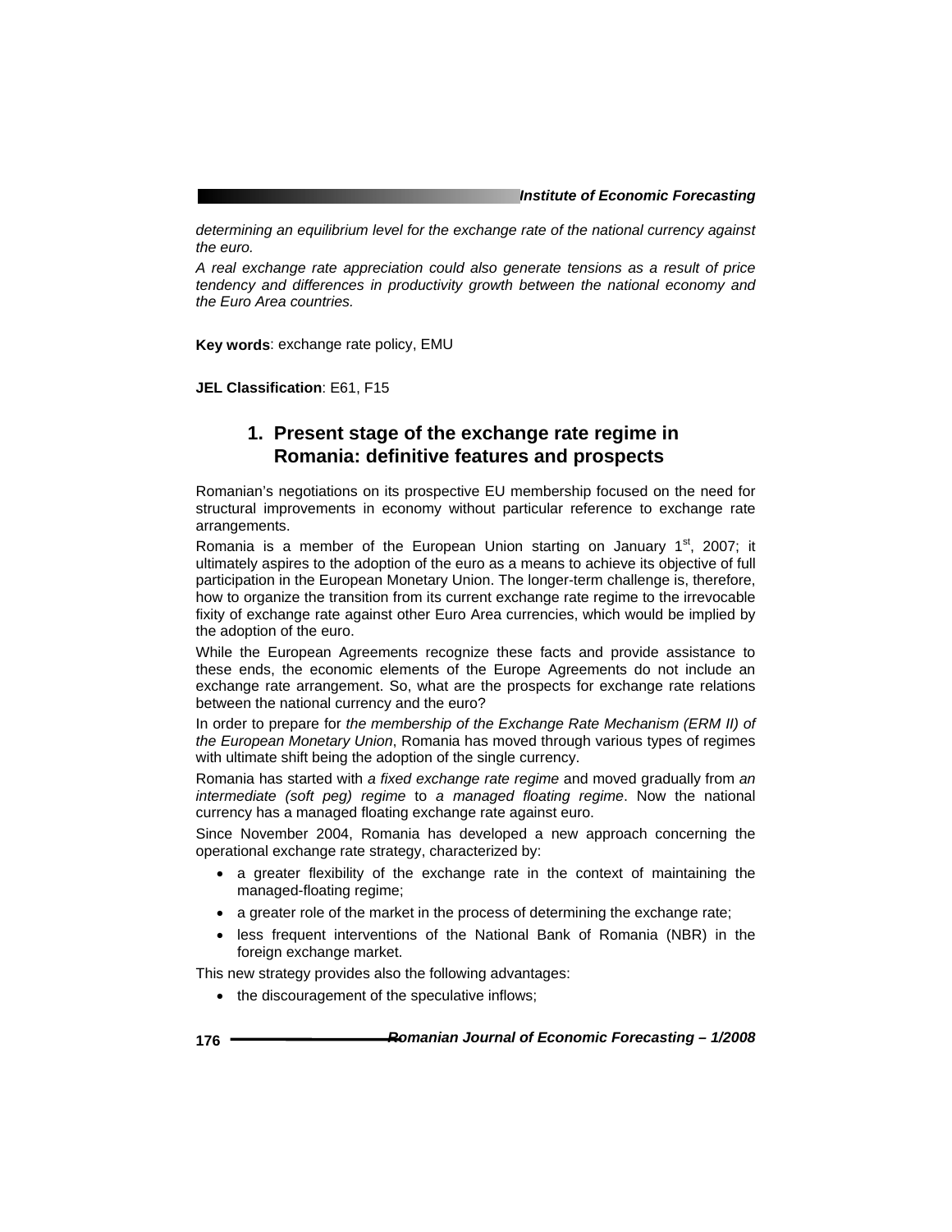*determining an equilibrium level for the exchange rate of the national currency against the euro.*

*A real exchange rate appreciation could also generate tensions as a result of price tendency and differences in productivity growth between the national economy and the Euro Area countries.*

**Key words**: exchange rate policy, EMU

**JEL Classification**: E61, F15

## 1. Present stage of the exchange rate regime in Romania: definitive features and prospects

Romanian's negotiations on its prospective EU membership focused on the need for structural improvements in economy without particular reference to exchange rate arrangements.

Romania is a member of the European Union starting on January 1st, 2007; it ultimately aspires to the adoption of the euro as a means to achieve its objective of full participation in the European Monetary Union. The longer-term challenge is, therefore, how to organize the transition from its current exchange rate regime to the irrevocable fixity of exchange rate against other Euro Area currencies, which would be implied by the adoption of the euro.

While the European Agreements recognize these facts and provide assistance to these ends, the economic elements of the Europe Agreements do not include an exchange rate arrangement. So, what are the prospects for exchange rate relations between the national currency and the euro?

In order to prepare for *the membership of the Exchange Rate Mechanism (ERM II) of the European Monetary Union*, Romania has moved through various types of regimes with ultimate shift being the adoption of the single currency.

Romania has started with *a fixed exchange rate regime* and moved gradually from *an intermediate (soft peg) regime* to *a managed floating regime*. Now the national currency has a managed floating exchange rate against euro.

Since November 2004, Romania has developed a new approach concerning the operational exchange rate strategy, characterized by:

- a greater flexibility of the exchange rate in the context of maintaining the managed-floating regime;
- a greater role of the market in the process of determining the exchange rate;
- less frequent interventions of the National Bank of Romania (NBR) in the foreign exchange market.

This new strategy provides also the following advantages:

- the discouragement of the speculative inflows;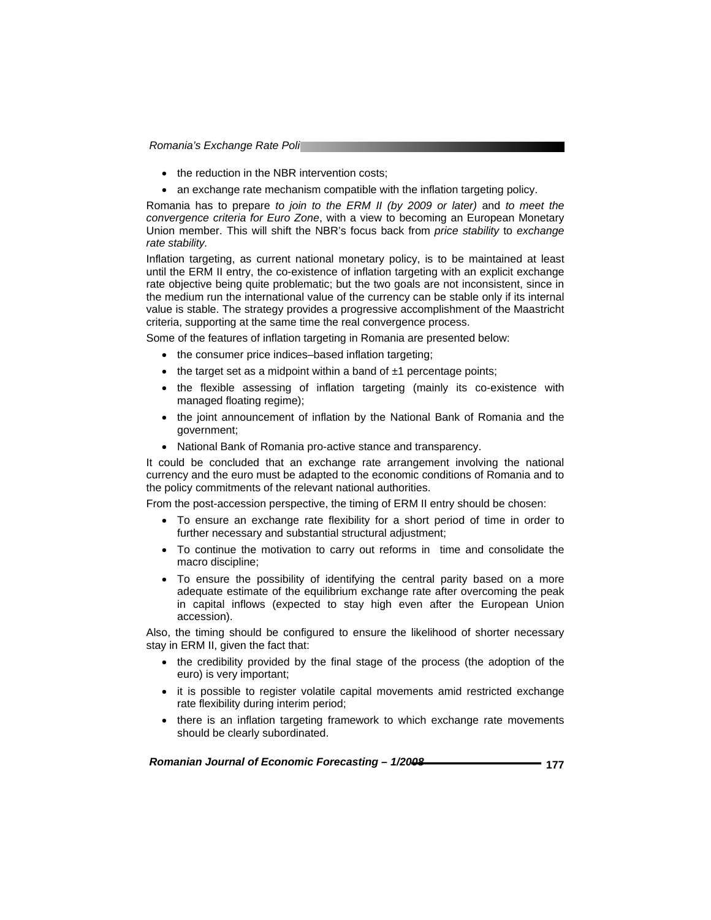- the reduction in the NBR intervention costs;
- an exchange rate mechanism compatible with the inflation targeting policy.

Romania has to prepare *to join to the ERM II (by 2009 or later)* and *to meet the convergence criteria for Euro Zone*, with a view to becoming an European Monetary Union member. This will shift the NBR's focus back from *price stability* to *exchange rate stability.*

Inflation targeting, as current national monetary policy, is to be maintained at least until the ERM II entry, the co-existence of inflation targeting with an explicit exchange rate objective being quite problematic; but the two goals are not inconsistent, since in the medium run the international value of the currency can be stable only if its internal value is stable. The strategy provides a progressive accomplishment of the Maastricht criteria, supporting at the same time the real convergence process.

Some of the features of inflation targeting in Romania are presented below:

- the consumer price indices–based inflation targeting;
- the target set as a midpoint within a band of ±1 percentage points;
- the flexible assessing of inflation targeting (mainly its co-existence with managed floating regime);
- the joint announcement of inflation by the National Bank of Romania and the government;
- National Bank of Romania pro-active stance and transparency.

It could be concluded that an exchange rate arrangement involving the national currency and the euro must be adapted to the economic conditions of Romania and to the policy commitments of the relevant national authorities.

From the post-accession perspective, the timing of ERM II entry should be chosen:

- To ensure an exchange rate flexibility for a short period of time in order to further necessary and substantial structural adjustment;
- To continue the motivation to carry out reforms in time and consolidate the macro discipline;
- To ensure the possibility of identifying the central parity based on a more adequate estimate of the equilibrium exchange rate after overcoming the peak in capital inflows (expected to stay high even after the European Union accession).

Also, the timing should be configured to ensure the likelihood of shorter necessary stay in ERM II, given the fact that:

- the credibility provided by the final stage of the process (the adoption of the euro) is very important;
- it is possible to register volatile capital movements amid restricted exchange rate flexibility during interim period;
- there is an inflation targeting framework to which exchange rate movements should be clearly subordinated.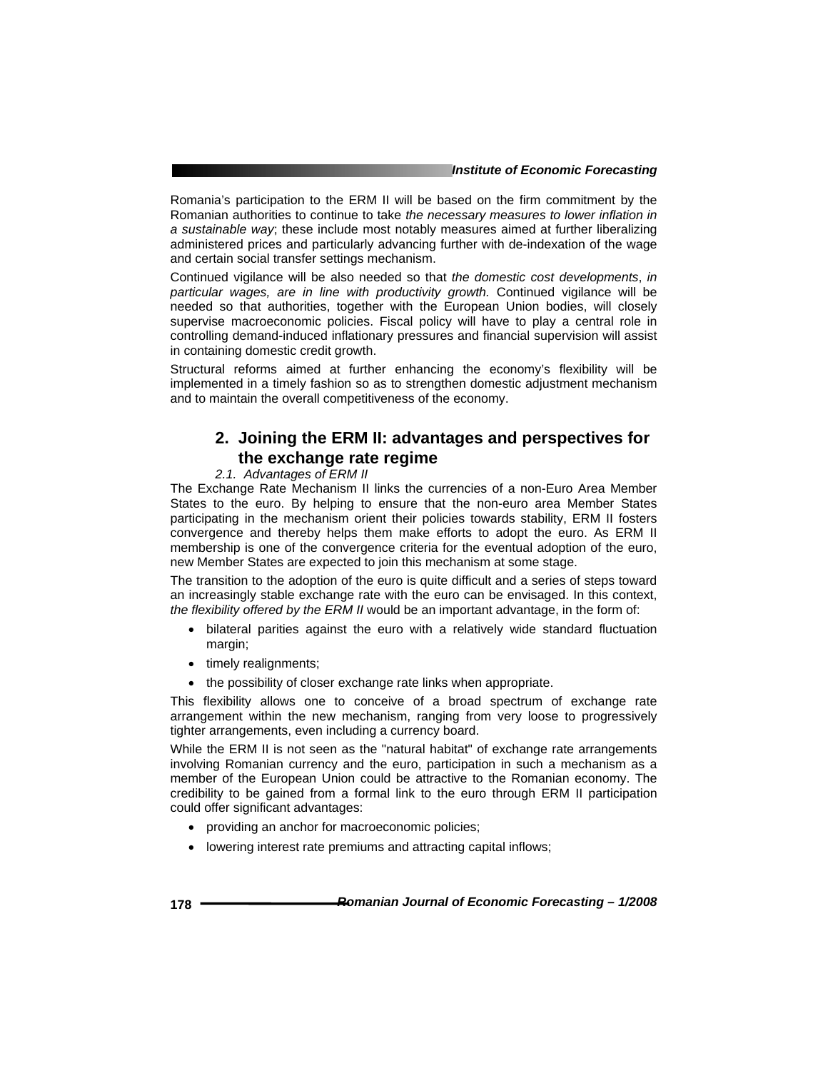Romania's participation to the ERM II will be based on the firm commitment by the Romanian authorities to continue to take *the necessary measures to lower inflation in a sustainable way*; these include most notably measures aimed at further liberalizing administered prices and particularly advancing further with de-indexation of the wage and certain social transfer settings mechanism.

Continued vigilance will be also needed so that *the domestic cost developments*, *in particular wages, are in line with productivity growth.* Continued vigilance will be needed so that authorities, together with the European Union bodies, will closely supervise macroeconomic policies. Fiscal policy will have to play a central role in controlling demand-induced inflationary pressures and financial supervision will assist in containing domestic credit growth.

Structural reforms aimed at further enhancing the economy's flexibility will be implemented in a timely fashion so as to strengthen domestic adjustment mechanism and to maintain the overall competitiveness of the economy.

## 2. Joining the ERM II: advantages and perspectives for the exchange rate regime

### *2.1. Advantages of ERM II*

The Exchange Rate Mechanism II links the currencies of a non-Euro Area Member States to the euro. By helping to ensure that the non-euro area Member States participating in the mechanism orient their policies towards stability, ERM II fosters convergence and thereby helps them make efforts to adopt the euro. As ERM II membership is one of the convergence criteria for the eventual adoption of the euro, new Member States are expected to join this mechanism at some stage.

The transition to the adoption of the euro is quite difficult and a series of steps toward an increasingly stable exchange rate with the euro can be envisaged. In this context, *the flexibility offered by the ERM II* would be an important advantage, in the form of:

- bilateral parities against the euro with a relatively wide standard fluctuation margin;
- timely realignments;
- the possibility of closer exchange rate links when appropriate.

This flexibility allows one to conceive of a broad spectrum of exchange rate arrangement within the new mechanism, ranging from very loose to progressively tighter arrangements, even including a currency board.

While the ERM II is not seen as the "natural habitat" of exchange rate arrangements involving Romanian currency and the euro, participation in such a mechanism as a member of the European Union could be attractive to the Romanian economy. The credibility to be gained from a formal link to the euro through ERM II participation could offer significant advantages:

- providing an anchor for macroeconomic policies;
- lowering interest rate premiums and attracting capital inflows;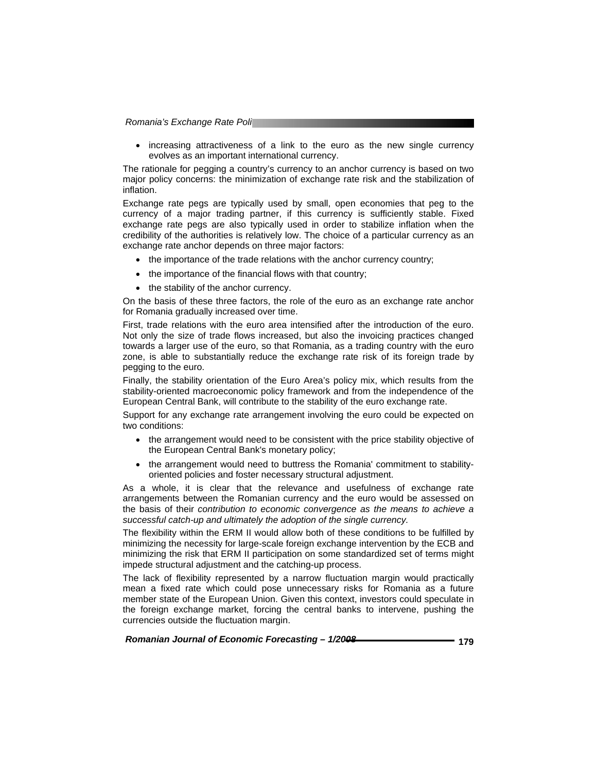- increasing attractiveness of a link to the euro as the new single currency evolves as an important international currency.

The rationale for pegging a country's currency to an anchor currency is based on two major policy concerns: the minimization of exchange rate risk and the stabilization of inflation.

Exchange rate pegs are typically used by small, open economies that peg to the currency of a major trading partner, if this currency is sufficiently stable. Fixed exchange rate pegs are also typically used in order to stabilize inflation when the credibility of the authorities is relatively low. The choice of a particular currency as an exchange rate anchor depends on three major factors:

- the importance of the trade relations with the anchor currency country;
- the importance of the financial flows with that country;
- the stability of the anchor currency.

On the basis of these three factors, the role of the euro as an exchange rate anchor for Romania gradually increased over time.

First, trade relations with the euro area intensified after the introduction of the euro. Not only the size of trade flows increased, but also the invoicing practices changed towards a larger use of the euro, so that Romania, as a trading country with the euro zone, is able to substantially reduce the exchange rate risk of its foreign trade by pegging to the euro.

Finally, the stability orientation of the Euro Area's policy mix, which results from the stability-oriented macroeconomic policy framework and from the independence of the European Central Bank, will contribute to the stability of the euro exchange rate.

Support for any exchange rate arrangement involving the euro could be expected on two conditions:

- the arrangement would need to be consistent with the price stability objective of the European Central Bank's monetary policy;
- the arrangement would need to buttress the Romania' commitment to stability-oriented policies and foster necessary structural adjustment.

As a whole, it is clear that the relevance and usefulness of exchange rate arrangements between the Romanian currency and the euro would be assessed on the basis of their *contribution to economic convergence as the means to achieve a successful catch-up and ultimately the adoption of the single currency.*

The flexibility within the ERM II would allow both of these conditions to be fulfilled by minimizing the necessity for large-scale foreign exchange intervention by the ECB and minimizing the risk that ERM II participation on some standardized set of terms might impede structural adjustment and the catching-up process.

The lack of flexibility represented by a narrow fluctuation margin would practically mean a fixed rate which could pose unnecessary risks for Romania as a future member state of the European Union. Given this context, investors could speculate in the foreign exchange market, forcing the central banks to intervene, pushing the currencies outside the fluctuation margin.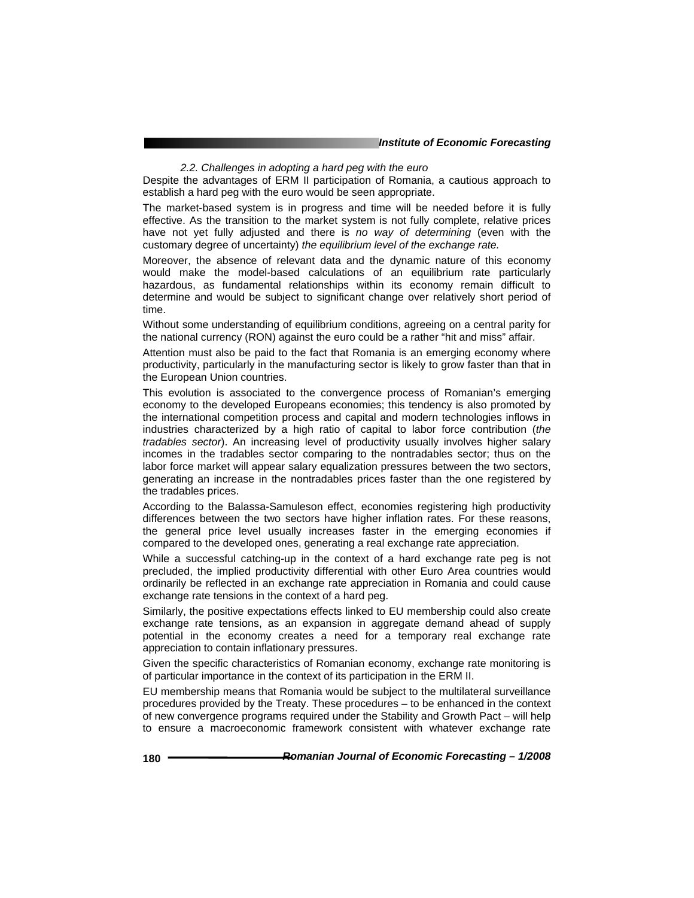*2.2. Challenges in adopting a hard peg with the euro*

Despite the advantages of ERM II participation of Romania, a cautious approach to establish a hard peg with the euro would be seen appropriate.

The market-based system is in progress and time will be needed before it is fully effective. As the transition to the market system is not fully complete, relative prices have not yet fully adjusted and there is *no way of determining* (even with the customary degree of uncertainty) *the equilibrium level of the exchange rate.*

Moreover, the absence of relevant data and the dynamic nature of this economy would make the model-based calculations of an equilibrium rate particularly hazardous, as fundamental relationships within its economy remain difficult to determine and would be subject to significant change over relatively short period of time.

Without some understanding of equilibrium conditions, agreeing on a central parity for the national currency (RON) against the euro could be a rather "hit and miss" affair.

Attention must also be paid to the fact that Romania is an emerging economy where productivity, particularly in the manufacturing sector is likely to grow faster than that in the European Union countries.

This evolution is associated to the convergence process of Romanian's emerging economy to the developed Europeans economies; this tendency is also promoted by the international competition process and capital and modern technologies inflows in industries characterized by a high ratio of capital to labor force contribution (*the tradables sector*). An increasing level of productivity usually involves higher salary incomes in the tradables sector comparing to the nontradables sector; thus on the labor force market will appear salary equalization pressures between the two sectors, generating an increase in the nontradables prices faster than the one registered by the tradables prices.

According to the Balassa-Samuleson effect, economies registering high productivity differences between the two sectors have higher inflation rates. For these reasons, the general price level usually increases faster in the emerging economies if compared to the developed ones, generating a real exchange rate appreciation.

While a successful catching-up in the context of a hard exchange rate peg is not precluded, the implied productivity differential with other Euro Area countries would ordinarily be reflected in an exchange rate appreciation in Romania and could cause exchange rate tensions in the context of a hard peg.

Similarly, the positive expectations effects linked to EU membership could also create exchange rate tensions, as an expansion in aggregate demand ahead of supply potential in the economy creates a need for a temporary real exchange rate appreciation to contain inflationary pressures.

Given the specific characteristics of Romanian economy, exchange rate monitoring is of particular importance in the context of its participation in the ERM II.

EU membership means that Romania would be subject to the multilateral surveillance procedures provided by the Treaty. These procedures – to be enhanced in the context of new convergence programs required under the Stability and Growth Pact – will help to ensure a macroeconomic framework consistent with whatever exchange rate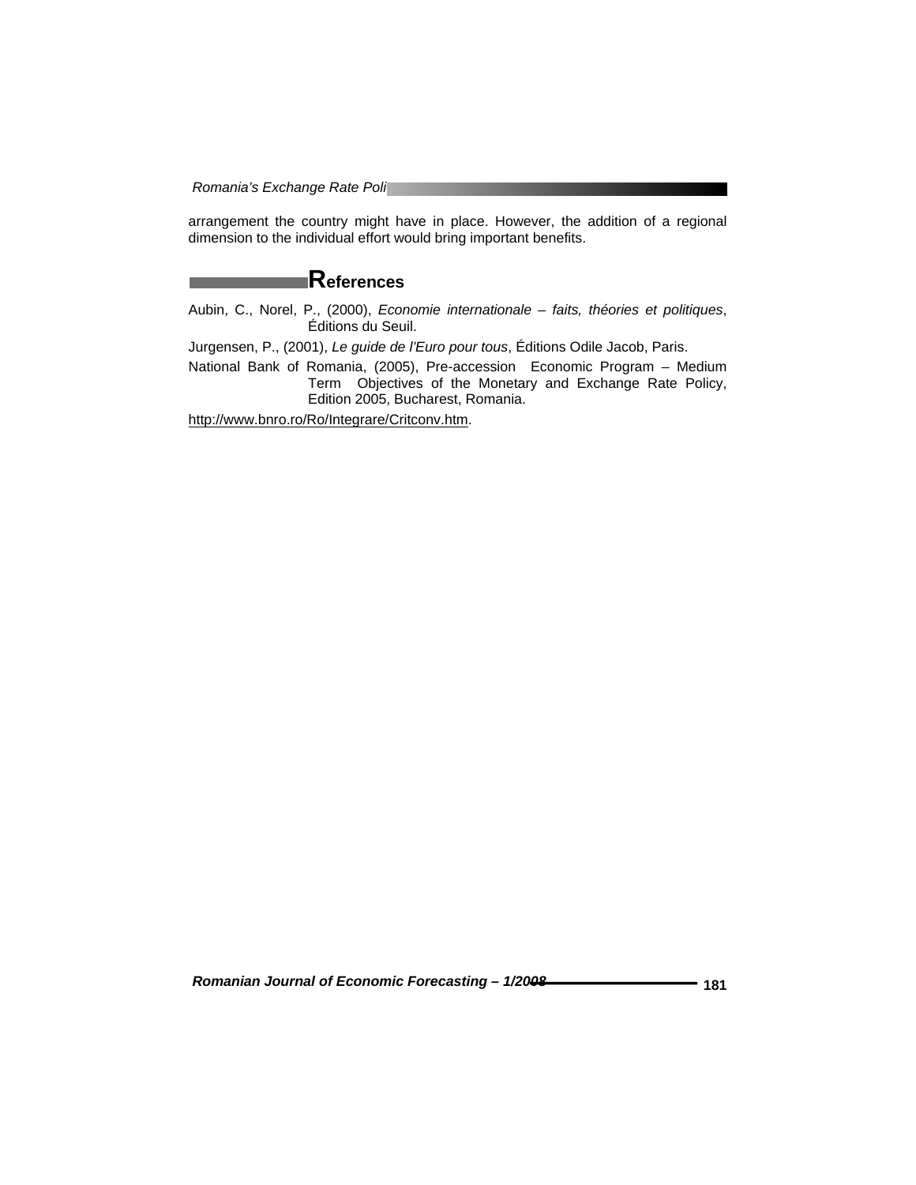arrangement the country might have in place. However, the addition of a regional dimension to the individual effort would bring important benefits.

## References

Aubin, C., Norel, P., (2000), *Economie internationale – faits, théories et politiques*, Éditions du Seuil.

Jurgensen, P., (2001), *Le guide de l'Euro pour tous*, Éditions Odile Jacob, Paris.

National Bank of Romania, (2005), Pre-accession Economic Program – Medium Term Objectives of the Monetary and Exchange Rate Policy, Edition 2005, Bucharest, Romania.

http://www.bnro.ro/Ro/Integrare/Critconv.htm.